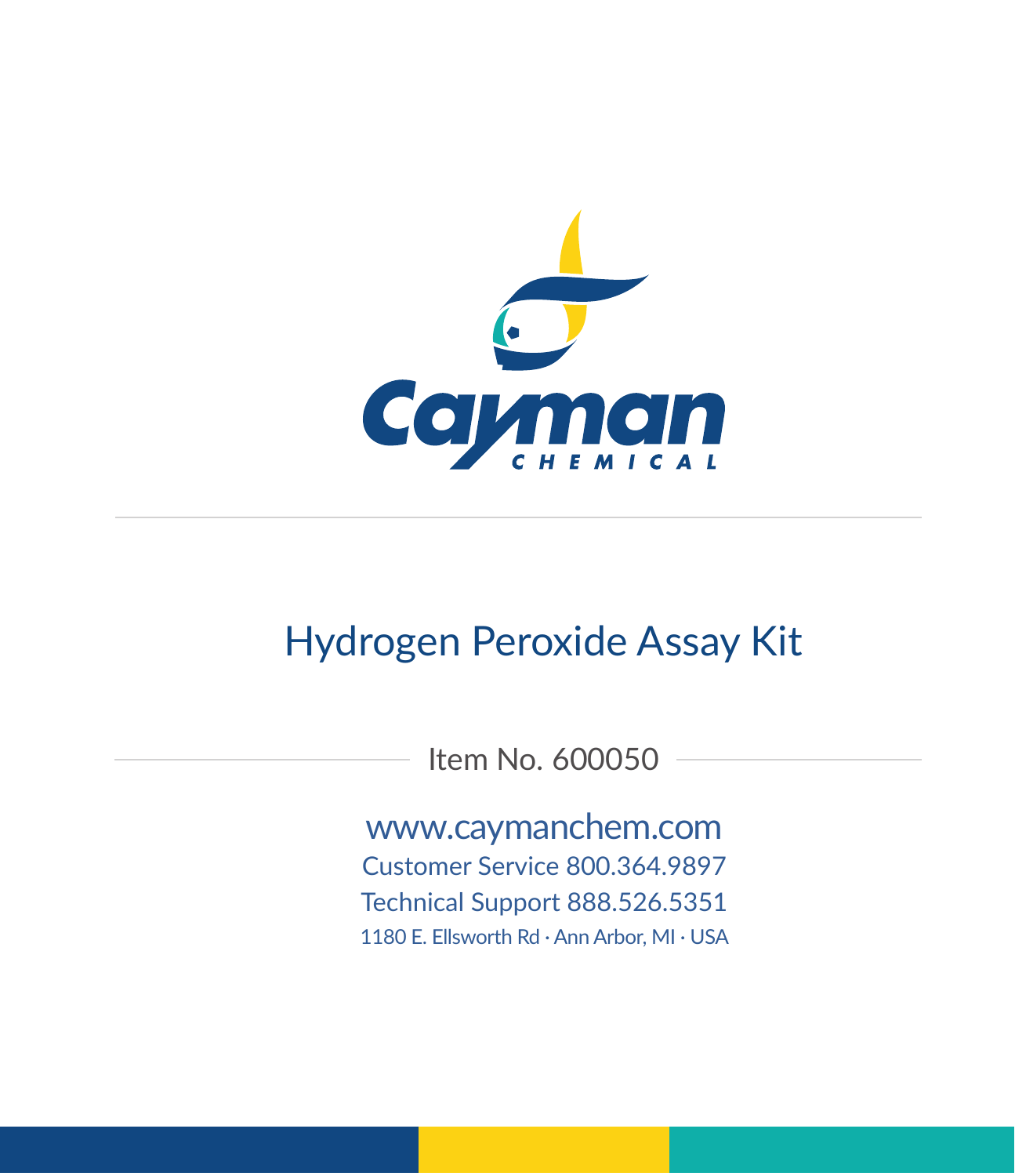Cayman

CHEMICAL

# Hydrogen Peroxide Assay Kit

Item No. 600050

www.caymanchem.com

Customer Service 800.364.9897

Technical Support 888.526.5351

1180 E. Ellsworth Rd · Ann Arbor, MI · USA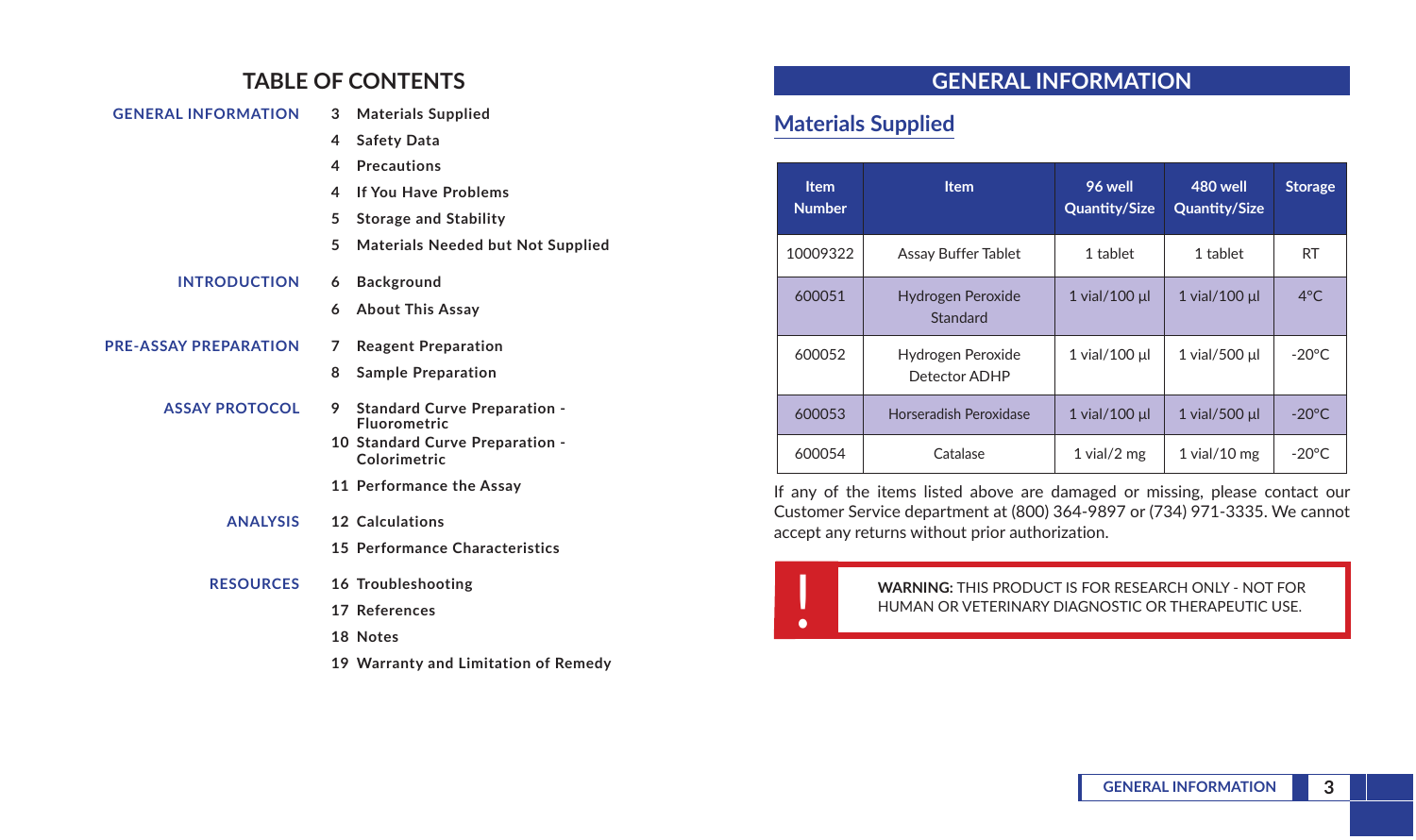# TABLE OF CONTENTS

**GENERAL INFORMATION**
- 3 Materials Supplied
- 4 Safety Data
- 4 Precautions
- 4 If You Have Problems
- 5 Storage and Stability
- 5 Materials Needed but Not Supplied

**INTRODUCTION**
- 6 Background
- 6 About This Assay

**PRE-ASSAY PREPARATION**
- 7 Reagent Preparation
- 8 Sample Preparation

**ASSAY PROTOCOL**
- 9 Standard Curve Preparation - Fluorometric
- 10 Standard Curve Preparation - Colorimetric
- 11 Performance the Assay

**ANALYSIS**
- 12 Calculations
- 15 Performance Characteristics

**RESOURCES**
- 16 Troubleshooting
- 17 References
- 18 Notes
- 19 Warranty and Limitation of Remedy

# GENERAL INFORMATION

## Materials Supplied

| Item Number | Item | 96 well Quantity/Size | 480 well Quantity/Size | Storage |
|---|---|---|---|---|
| 10009322 | Assay Buffer Tablet | 1 tablet | 1 tablet | RT |
| 600051 | Hydrogen Peroxide Standard | 1 vial/100 µl | 1 vial/100 µl | 4°C |
| 600052 | Hydrogen Peroxide Detector ADHP | 1 vial/100 µl | 1 vial/500 µl | -20°C |
| 600053 | Horseradish Peroxidase | 1 vial/100 µl | 1 vial/500 µl | -20°C |
| 600054 | Catalase | 1 vial/2 mg | 1 vial/10 mg | -20°C |

If any of the items listed above are damaged or missing, please contact our Customer Service department at (800) 364-9897 or (734) 971-3335. We cannot accept any returns without prior authorization.

! **WARNING:** THIS PRODUCT IS FOR RESEARCH ONLY - NOT FOR HUMAN OR VETERINARY DIAGNOSTIC OR THERAPEUTIC USE.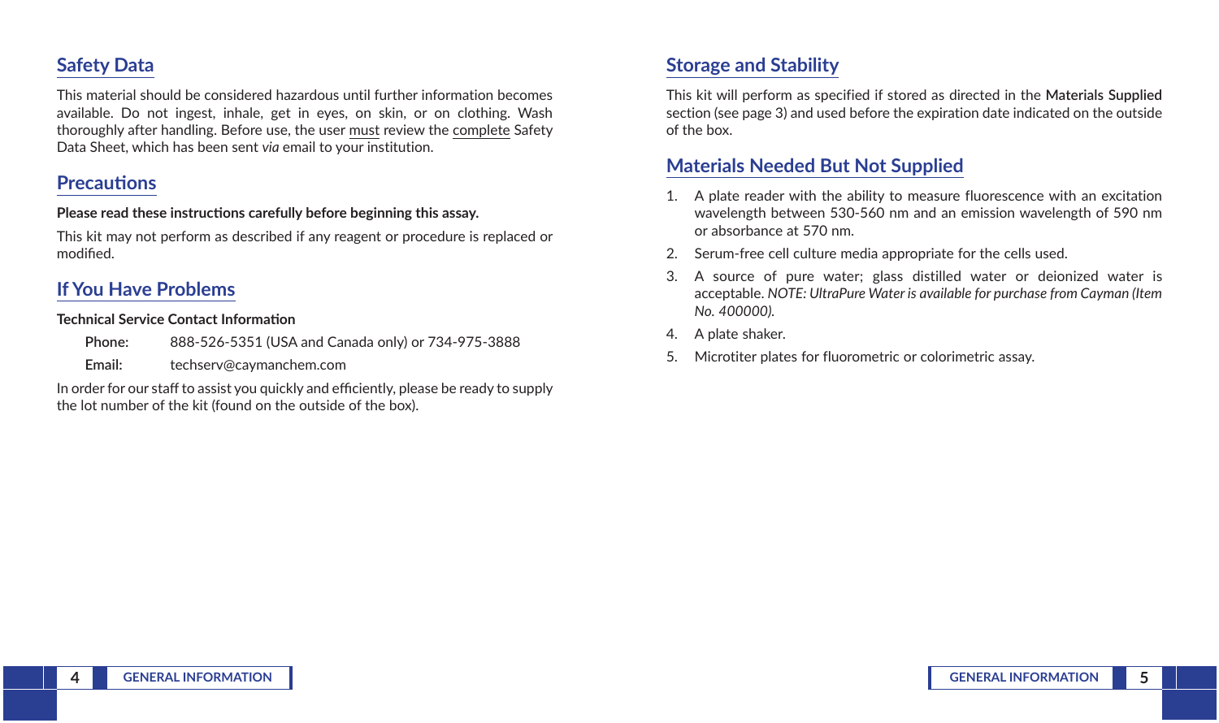## Safety Data

This material should be considered hazardous until further information becomes available. Do not ingest, inhale, get in eyes, on skin, or on clothing. Wash thoroughly after handling. Before use, the user must review the complete Safety Data Sheet, which has been sent *via* email to your institution.

## Precautions

**Please read these instructions carefully before beginning this assay.**

This kit may not perform as described if any reagent or procedure is replaced or modified.

## If You Have Problems

**Technical Service Contact Information**

**Phone:** 888-526-5351 (USA and Canada only) or 734-975-3888

**Email:** techserv@caymanchem.com

In order for our staff to assist you quickly and efficiently, please be ready to supply the lot number of the kit (found on the outside of the box).

## Storage and Stability

This kit will perform as specified if stored as directed in the **Materials Supplied** section (see page 3) and used before the expiration date indicated on the outside of the box.

## Materials Needed But Not Supplied

1. A plate reader with the ability to measure fluorescence with an excitation wavelength between 530-560 nm and an emission wavelength of 590 nm or absorbance at 570 nm.
2. Serum-free cell culture media appropriate for the cells used.
3. A source of pure water; glass distilled water or deionized water is acceptable. *NOTE: UltraPure Water is available for purchase from Cayman (Item No. 400000).*
4. A plate shaker.
5. Microtiter plates for fluorometric or colorimetric assay.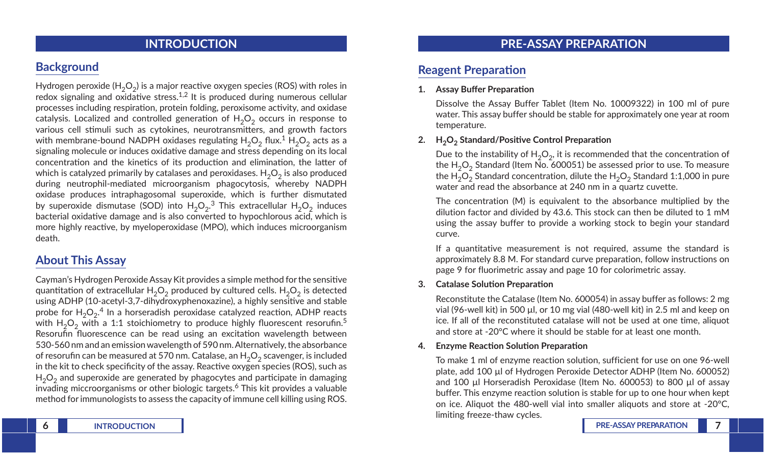# INTRODUCTION

## Background

Hydrogen peroxide ($H_2O_2$) is a major reactive oxygen species (ROS) with roles in redox signaling and oxidative stress.[1,2] It is produced during numerous cellular processes including respiration, protein folding, peroxisome activity, and oxidase catalysis. Localized and controlled generation of $H_2O_2$ occurs in response to various cell stimuli such as cytokines, neurotransmitters, and growth factors with membrane-bound NADPH oxidases regulating $H_2O_2$ flux.[1] $H_2O_2$ acts as a signaling molecule or induces oxidative damage and stress depending on its local concentration and the kinetics of its production and elimination, the latter of which is catalyzed primarily by catalases and peroxidases. $H_2O_2$ is also produced during neutrophil-mediated microorganism phagocytosis, whereby NADPH oxidase produces intraphagosomal superoxide, which is further dismutated by superoxide dismutase (SOD) into $H_2O_2$.[3] This extracellular $H_2O_2$ induces bacterial oxidative damage and is also converted to hypochlorous acid, which is more highly reactive, by myeloperoxidase (MPO), which induces microorganism death.

## About This Assay

Cayman's Hydrogen Peroxide Assay Kit provides a simple method for the sensitive quantitation of extracellular $H_2O_2$ produced by cultured cells. $H_2O_2$ is detected using ADHP (10-acetyl-3,7-dihydroxyphenoxazine), a highly sensitive and stable probe for $H_2O_2$.[4] In a horseradish peroxidase catalyzed reaction, ADHP reacts with $H_2O_2$ with a 1:1 stoichiometry to produce highly fluorescent resorufin.[5] Resorufin fluorescence can be read using an excitation wavelength between 530-560 nm and an emission wavelength of 590 nm. Alternatively, the absorbance of resorufin can be measured at 570 nm. Catalase, an $H_2O_2$ scavenger, is included in the kit to check specificity of the assay. Reactive oxygen species (ROS), such as $H_2O_2$ and superoxide are generated by phagocytes and participate in damaging invading miccroorganisms or other biologic targets.[6] This kit provides a valuable method for immunologists to assess the capacity of immune cell killing using ROS.

# PRE-ASSAY PREPARATION

## Reagent Preparation

**1. Assay Buffer Preparation**

Dissolve the Assay Buffer Tablet (Item No. 10009322) in 100 ml of pure water. This assay buffer should be stable for approximately one year at room temperature.

**2. $H_2O_2$ Standard/Positive Control Preparation**

Due to the instability of $H_2O_2$, it is recommended that the concentration of the $H_2O_2$ Standard (Item No. 600051) be assessed prior to use. To measure the $H_2O_2$ Standard concentration, dilute the $H_2O_2$ Standard 1:1,000 in pure water and read the absorbance at 240 nm in a quartz cuvette.

The concentration (M) is equivalent to the absorbance multiplied by the dilution factor and divided by 43.6. This stock can then be diluted to 1 mM using the assay buffer to provide a working stock to begin your standard curve.

If a quantitative measurement is not required, assume the standard is approximately 8.8 M. For standard curve preparation, follow instructions on page 9 for fluorimetric assay and page 10 for colorimetric assay.

**3. Catalase Solution Preparation**

Reconstitute the Catalase (Item No. 600054) in assay buffer as follows: 2 mg vial (96-well kit) in 500 µl, or 10 mg vial (480-well kit) in 2.5 ml and keep on ice. If all of the reconstituted catalase will not be used at one time, aliquot and store at -20°C where it should be stable for at least one month.

**4. Enzyme Reaction Solution Preparation**

To make 1 ml of enzyme reaction solution, sufficient for use on one 96-well plate, add 100 µl of Hydrogen Peroxide Detector ADHP (Item No. 600052) and 100 µl Horseradish Peroxidase (Item No. 600053) to 800 µl of assay buffer. This enzyme reaction solution is stable for up to one hour when kept on ice. Aliquot the 480-well vial into smaller aliquots and store at -20°C, limiting freeze-thaw cycles.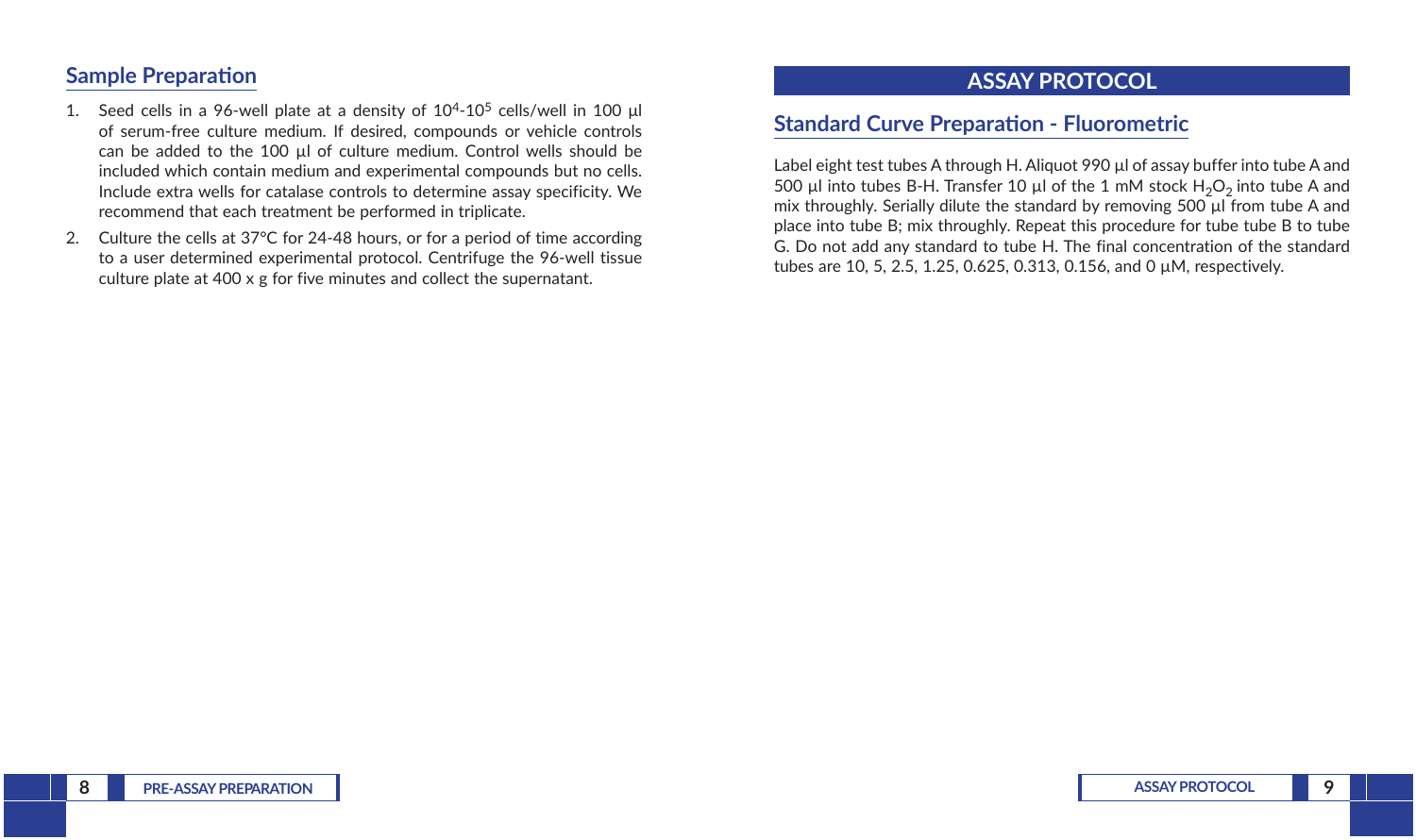## Sample Preparation

1. Seed cells in a 96-well plate at a density of $10^4$-$10^5$ cells/well in 100 µl of serum-free culture medium. If desired, compounds or vehicle controls can be added to the 100 µl of culture medium. Control wells should be included which contain medium and experimental compounds but no cells. Include extra wells for catalase controls to determine assay specificity. We recommend that each treatment be performed in triplicate.
2. Culture the cells at 37°C for 24-48 hours, or for a period of time according to a user determined experimental protocol. Centrifuge the 96-well tissue culture plate at 400 x g for five minutes and collect the supernatant.

# ASSAY PROTOCOL

## Standard Curve Preparation - Fluorometric

Label eight test tubes A through H. Aliquot 990 µl of assay buffer into tube A and 500 µl into tubes B-H. Transfer 10 µl of the 1 mM stock $H_2O_2$ into tube A and mix throughly. Serially dilute the standard by removing 500 µl from tube A and place into tube B; mix throughly. Repeat this procedure for tube tube B to tube G. Do not add any standard to tube H. The final concentration of the standard tubes are 10, 5, 2.5, 1.25, 0.625, 0.313, 0.156, and 0 µM, respectively.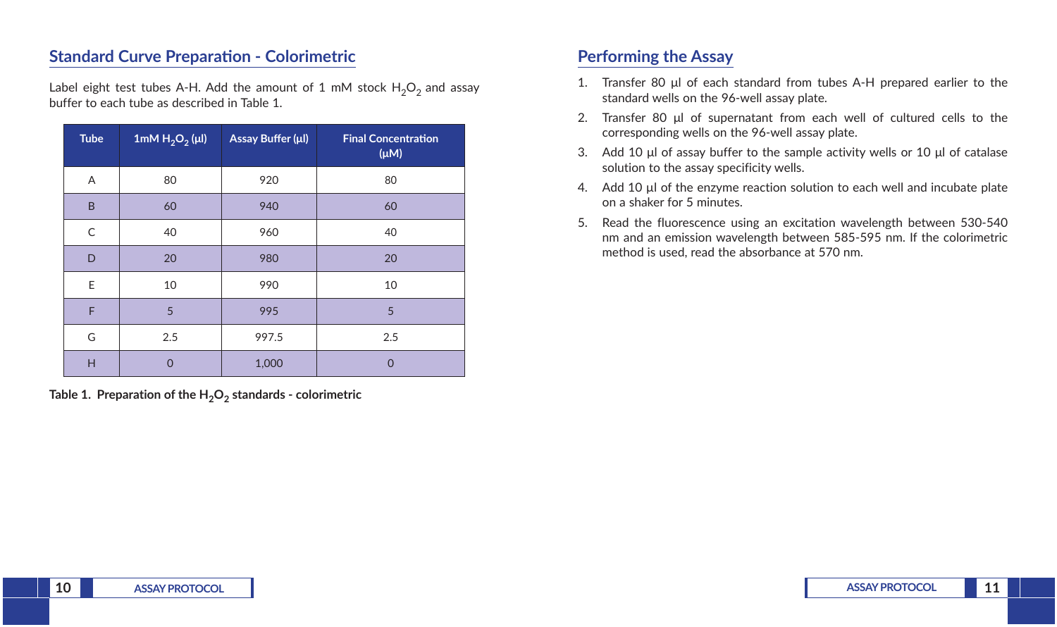## Standard Curve Preparation - Colorimetric

Label eight test tubes A-H. Add the amount of 1 mM stock $H_2O_2$ and assay buffer to each tube as described in Table 1.

| Tube | 1mM $H_2O_2$ (µl) | Assay Buffer (µl) | Final Concentration (µM) |
|---|---|---|---|
| A | 80 | 920 | 80 |
| B | 60 | 940 | 60 |
| C | 40 | 960 | 40 |
| D | 20 | 980 | 20 |
| E | 10 | 990 | 10 |
| F | 5 | 995 | 5 |
| G | 2.5 | 997.5 | 2.5 |
| H | 0 | 1,000 | 0 |

**Table 1. Preparation of the $H_2O_2$ standards - colorimetric**

## Performing the Assay

1. Transfer 80 µl of each standard from tubes A-H prepared earlier to the standard wells on the 96-well assay plate.
2. Transfer 80 µl of supernatant from each well of cultured cells to the corresponding wells on the 96-well assay plate.
3. Add 10 µl of assay buffer to the sample activity wells or 10 µl of catalase solution to the assay specificity wells.
4. Add 10 µl of the enzyme reaction solution to each well and incubate plate on a shaker for 5 minutes.
5. Read the fluorescence using an excitation wavelength between 530-540 nm and an emission wavelength between 585-595 nm. If the colorimetric method is used, read the absorbance at 570 nm.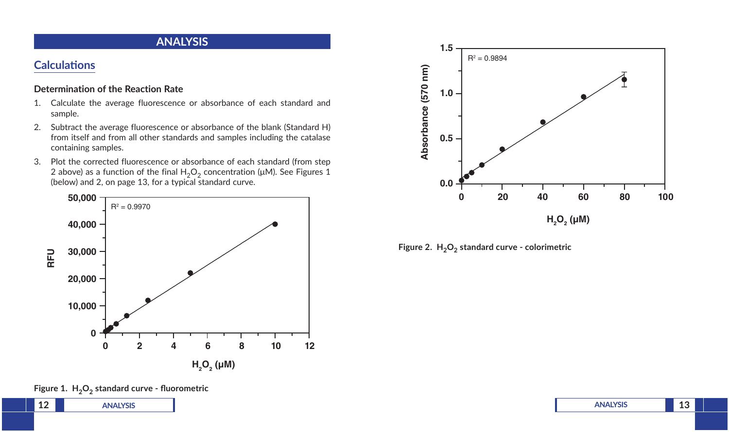# ANALYSIS

## Calculations

### Determination of the Reaction Rate

1. Calculate the average fluorescence or absorbance of each standard and sample.
2. Subtract the average fluorescence or absorbance of the blank (Standard H) from itself and from all other standards and samples including the catalase containing samples.
3. Plot the corrected fluorescence or absorbance of each standard (from step 2 above) as a function of the final $H_2O_2$ concentration (µM). See Figures 1 (below) and 2, on page 13, for a typical standard curve.

Figure 1. $H_2O_2$ standard curve - fluorometric

Figure 2. $H_2O_2$ standard curve - colorimetric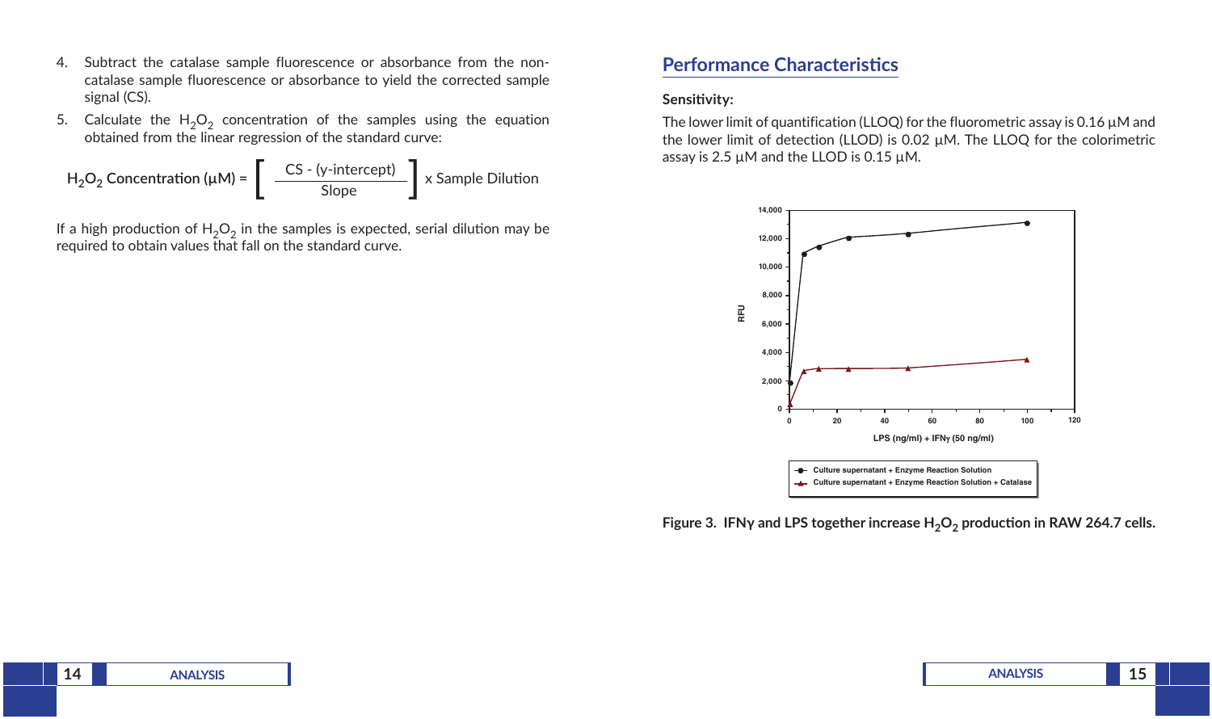4. Subtract the catalase sample fluorescence or absorbance from the non-catalase sample fluorescence or absorbance to yield the corrected sample signal (CS).
5. Calculate the $H_2O_2$ concentration of the samples using the equation obtained from the linear regression of the standard curve:

$$H_2O_2 \text{ Concentration } (\mu M) = \left[ \frac{\text{CS - (y-intercept)}}{\text{Slope}} \right] \text{x Sample Dilution}$$

If a high production of $H_2O_2$ in the samples is expected, serial dilution may be required to obtain values that fall on the standard curve.

## Performance Characteristics

**Sensitivity:**

The lower limit of quantification (LLOQ) for the fluorometric assay is 0.16 µM and the lower limit of detection (LLOD) is 0.02 µM. The LLOQ for the colorimetric assay is 2.5 µM and the LLOD is 0.15 µM.

**Figure 3. IFNγ and LPS together increase $H_2O_2$ production in RAW 264.7 cells.**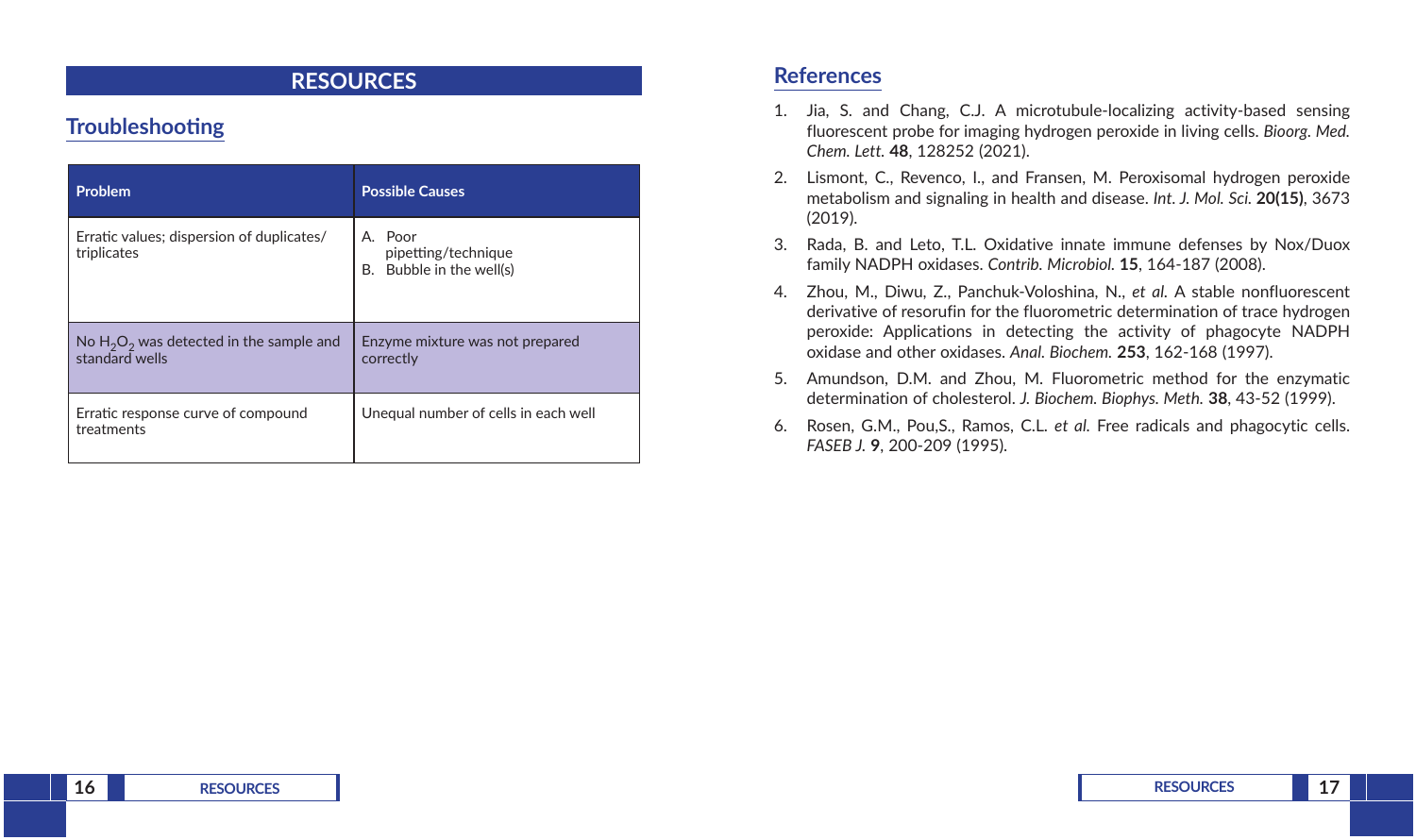# RESOURCES

## Troubleshooting

| Problem | Possible Causes |
| --- | --- |
| Erratic values; dispersion of duplicates/ triplicates | A. Poor pipetting/technique B. Bubble in the well(s) |
| No $H_2O_2$ was detected in the sample and standard wells | Enzyme mixture was not prepared correctly |
| Erratic response curve of compound treatments | Unequal number of cells in each well |

## References

1. Jia, S. and Chang, C.J. A microtubule-localizing activity-based sensing fluorescent probe for imaging hydrogen peroxide in living cells. *Bioorg. Med. Chem. Lett.* **48**, 128252 (2021).
2. Lismont, C., Revenco, I., and Fransen, M. Peroxisomal hydrogen peroxide metabolism and signaling in health and disease. *Int. J. Mol. Sci.* **20(15)**, 3673 (2019).
3. Rada, B. and Leto, T.L. Oxidative innate immune defenses by Nox/Duox family NADPH oxidases. *Contrib. Microbiol.* **15**, 164-187 (2008).
4. Zhou, M., Diwu, Z., Panchuk-Voloshina, N., *et al.* A stable nonfluorescent derivative of resorufin for the fluorometric determination of trace hydrogen peroxide: Applications in detecting the activity of phagocyte NADPH oxidase and other oxidases. *Anal. Biochem.* **253**, 162-168 (1997).
5. Amundson, D.M. and Zhou, M. Fluorometric method for the enzymatic determination of cholesterol. *J. Biochem. Biophys. Meth.* **38**, 43-52 (1999).
6. Rosen, G.M., Pou,S., Ramos, C.L. *et al.* Free radicals and phagocytic cells. *FASEB J.* **9**, 200-209 (1995).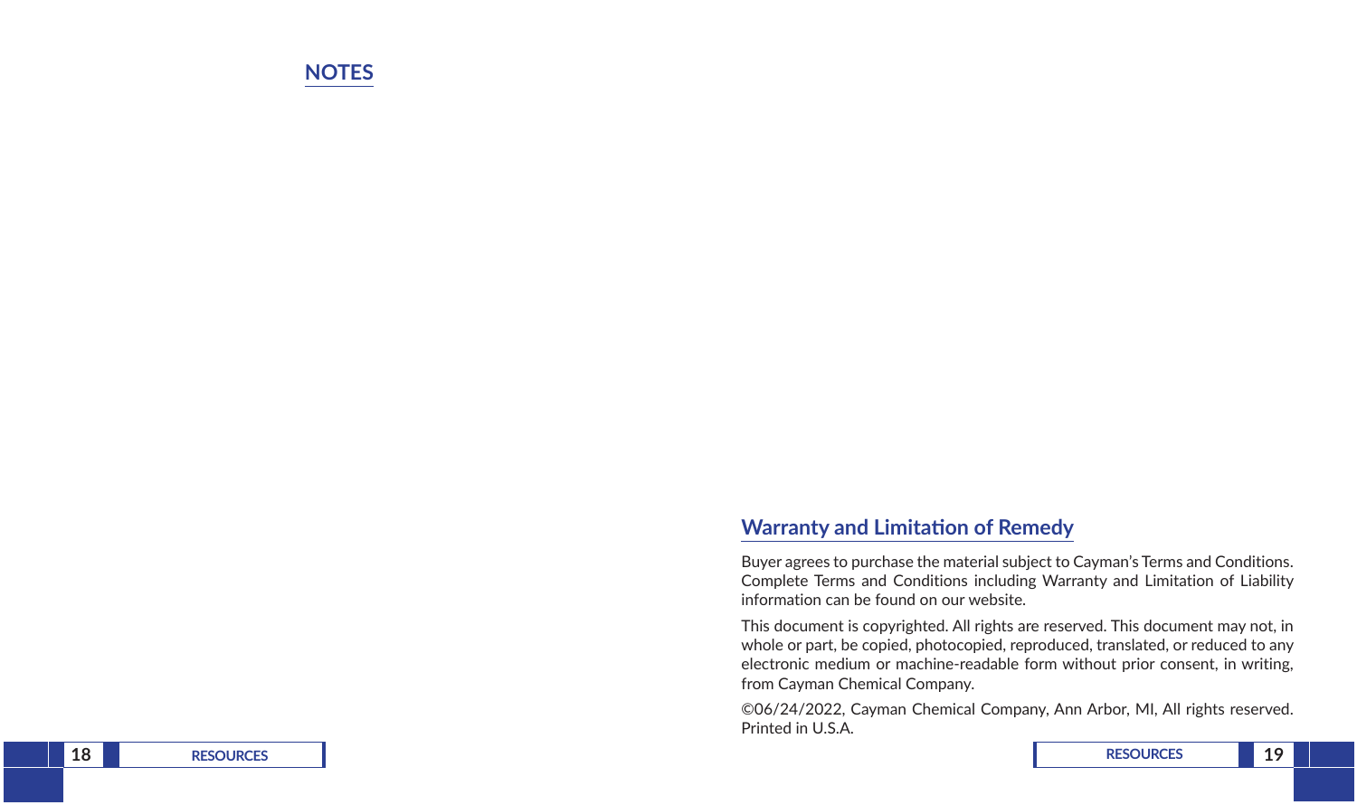## NOTES

## Warranty and Limitation of Remedy

Buyer agrees to purchase the material subject to Cayman's Terms and Conditions. Complete Terms and Conditions including Warranty and Limitation of Liability information can be found on our website.

This document is copyrighted. All rights are reserved. This document may not, in whole or part, be copied, photocopied, reproduced, translated, or reduced to any electronic medium or machine-readable form without prior consent, in writing, from Cayman Chemical Company.

©06/24/2022, Cayman Chemical Company, Ann Arbor, MI, All rights reserved. Printed in U.S.A.